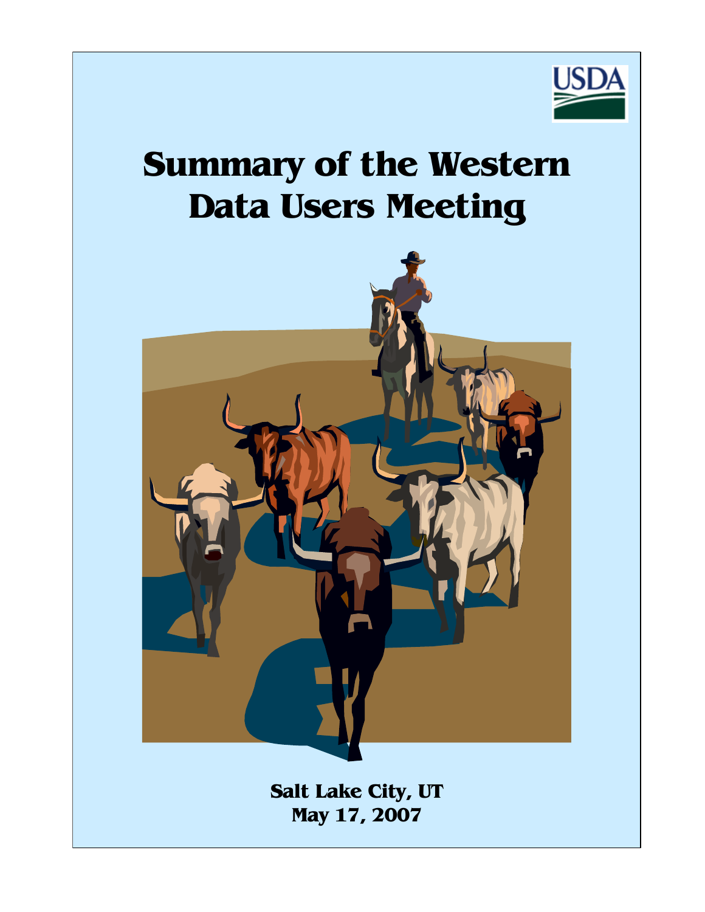# Summary of the Western Data Users Meeting

**Salt Lake City, UT**
**May 17, 2007**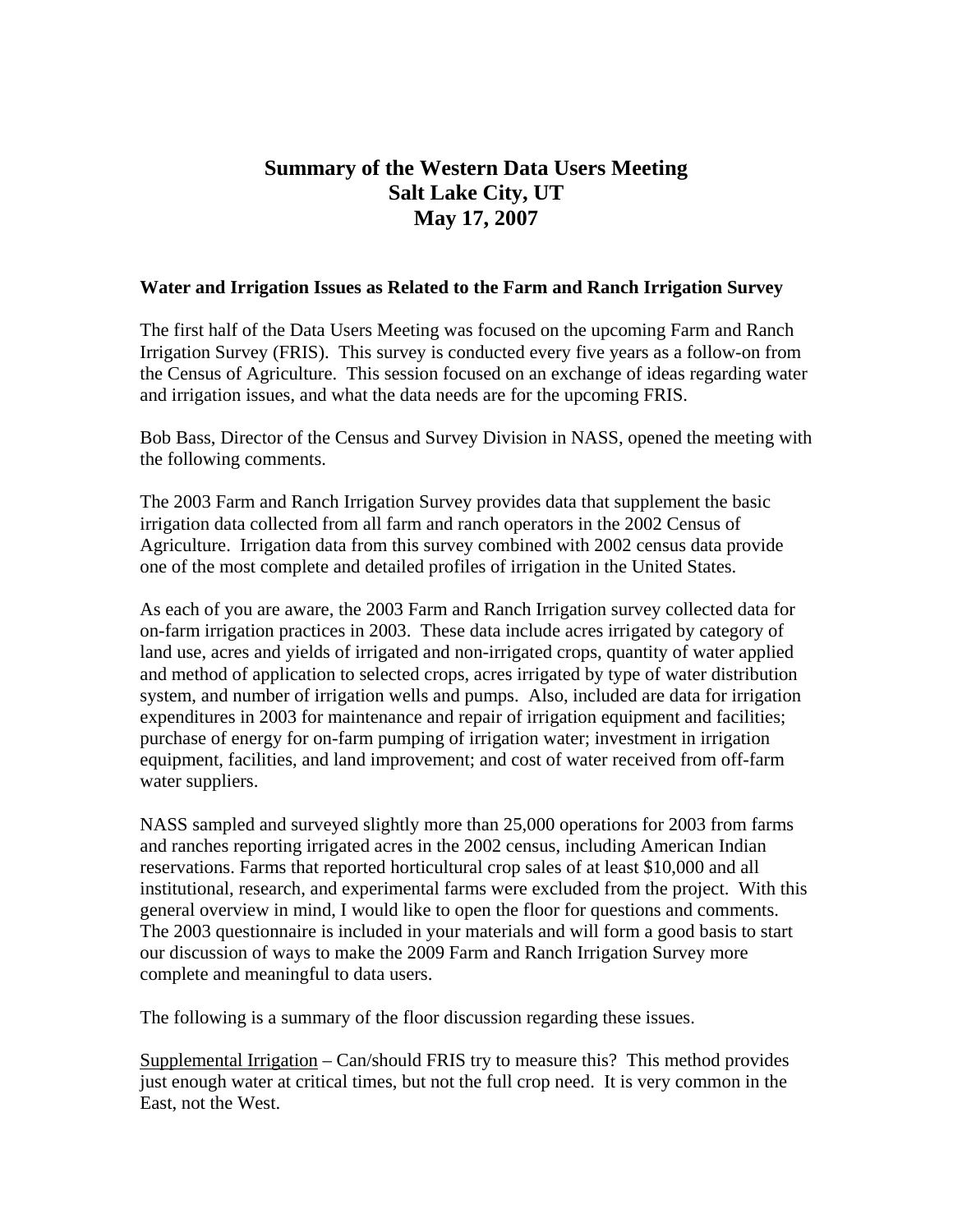# Summary of the Western Data Users Meeting
# Salt Lake City, UT
# May 17, 2007

**Water and Irrigation Issues as Related to the Farm and Ranch Irrigation Survey**

The first half of the Data Users Meeting was focused on the upcoming Farm and Ranch Irrigation Survey (FRIS). This survey is conducted every five years as a follow-on from the Census of Agriculture. This session focused on an exchange of ideas regarding water and irrigation issues, and what the data needs are for the upcoming FRIS.

Bob Bass, Director of the Census and Survey Division in NASS, opened the meeting with the following comments.

The 2003 Farm and Ranch Irrigation Survey provides data that supplement the basic irrigation data collected from all farm and ranch operators in the 2002 Census of Agriculture. Irrigation data from this survey combined with 2002 census data provide one of the most complete and detailed profiles of irrigation in the United States.

As each of you are aware, the 2003 Farm and Ranch Irrigation survey collected data for on-farm irrigation practices in 2003. These data include acres irrigated by category of land use, acres and yields of irrigated and non-irrigated crops, quantity of water applied and method of application to selected crops, acres irrigated by type of water distribution system, and number of irrigation wells and pumps. Also, included are data for irrigation expenditures in 2003 for maintenance and repair of irrigation equipment and facilities; purchase of energy for on-farm pumping of irrigation water; investment in irrigation equipment, facilities, and land improvement; and cost of water received from off-farm water suppliers.

NASS sampled and surveyed slightly more than 25,000 operations for 2003 from farms and ranches reporting irrigated acres in the 2002 census, including American Indian reservations. Farms that reported horticultural crop sales of at least $10,000 and all institutional, research, and experimental farms were excluded from the project. With this general overview in mind, I would like to open the floor for questions and comments. The 2003 questionnaire is included in your materials and will form a good basis to start our discussion of ways to make the 2009 Farm and Ranch Irrigation Survey more complete and meaningful to data users.

The following is a summary of the floor discussion regarding these issues.

<u>Supplemental Irrigation</u> – Can/should FRIS try to measure this? This method provides just enough water at critical times, but not the full crop need. It is very common in the East, not the West.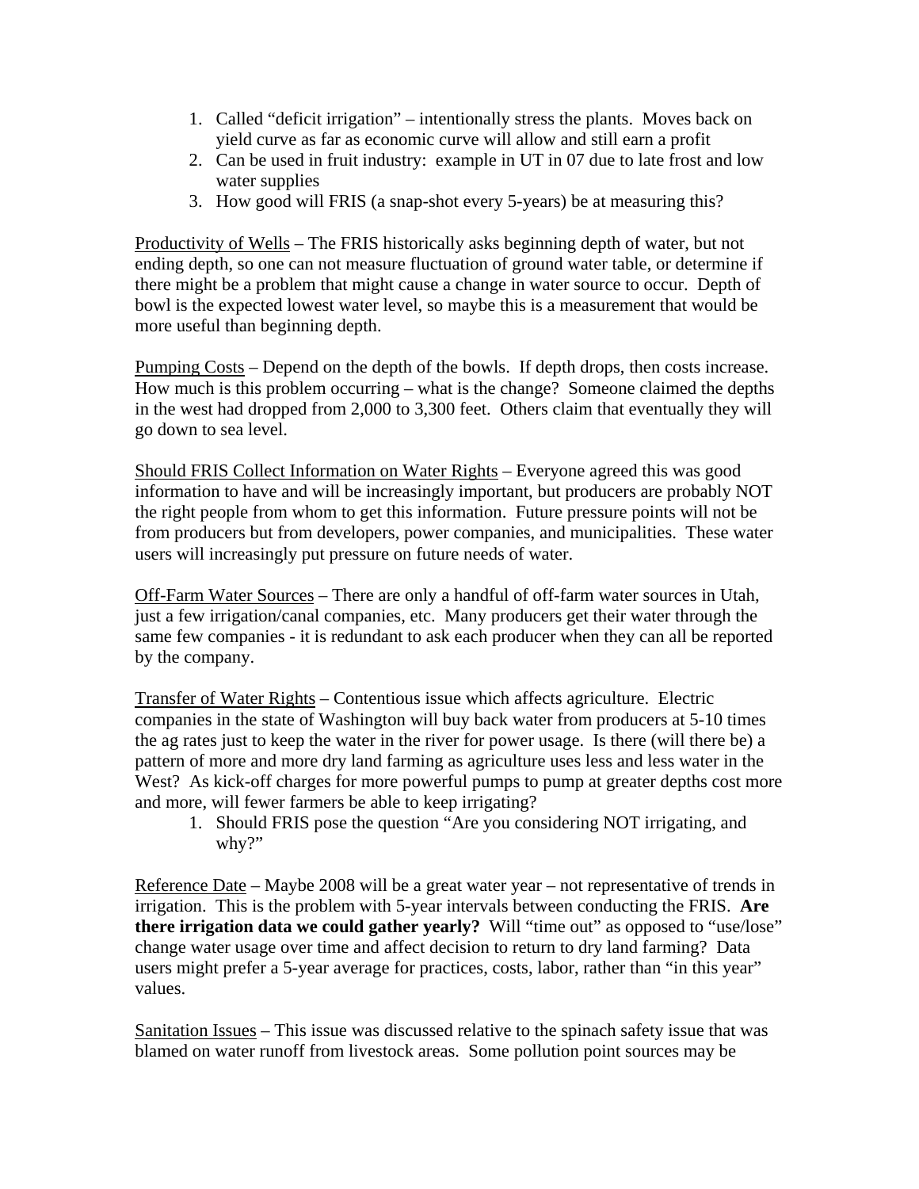1. Called “deficit irrigation” – intentionally stress the plants. Moves back on yield curve as far as economic curve will allow and still earn a profit
2. Can be used in fruit industry: example in UT in 07 due to late frost and low water supplies
3. How good will FRIS (a snap-shot every 5-years) be at measuring this?

<u>Productivity of Wells</u> – The FRIS historically asks beginning depth of water, but not ending depth, so one can not measure fluctuation of ground water table, or determine if there might be a problem that might cause a change in water source to occur. Depth of bowl is the expected lowest water level, so maybe this is a measurement that would be more useful than beginning depth.

<u>Pumping Costs</u> – Depend on the depth of the bowls. If depth drops, then costs increase. How much is this problem occurring – what is the change? Someone claimed the depths in the west had dropped from 2,000 to 3,300 feet. Others claim that eventually they will go down to sea level.

<u>Should FRIS Collect Information on Water Rights</u> – Everyone agreed this was good information to have and will be increasingly important, but producers are probably NOT the right people from whom to get this information. Future pressure points will not be from producers but from developers, power companies, and municipalities. These water users will increasingly put pressure on future needs of water.

<u>Off-Farm Water Sources</u> – There are only a handful of off-farm water sources in Utah, just a few irrigation/canal companies, etc. Many producers get their water through the same few companies - it is redundant to ask each producer when they can all be reported by the company.

<u>Transfer of Water Rights</u> – Contentious issue which affects agriculture. Electric companies in the state of Washington will buy back water from producers at 5-10 times the ag rates just to keep the water in the river for power usage. Is there (will there be) a pattern of more and more dry land farming as agriculture uses less and less water in the West? As kick-off charges for more powerful pumps to pump at greater depths cost more and more, will fewer farmers be able to keep irrigating?

1. Should FRIS pose the question “Are you considering NOT irrigating, and why?”

<u>Reference Date</u> – Maybe 2008 will be a great water year – not representative of trends in irrigation. This is the problem with 5-year intervals between conducting the FRIS. **Are there irrigation data we could gather yearly?** Will “time out” as opposed to “use/lose” change water usage over time and affect decision to return to dry land farming? Data users might prefer a 5-year average for practices, costs, labor, rather than “in this year” values.

<u>Sanitation Issues</u> – This issue was discussed relative to the spinach safety issue that was blamed on water runoff from livestock areas. Some pollution point sources may be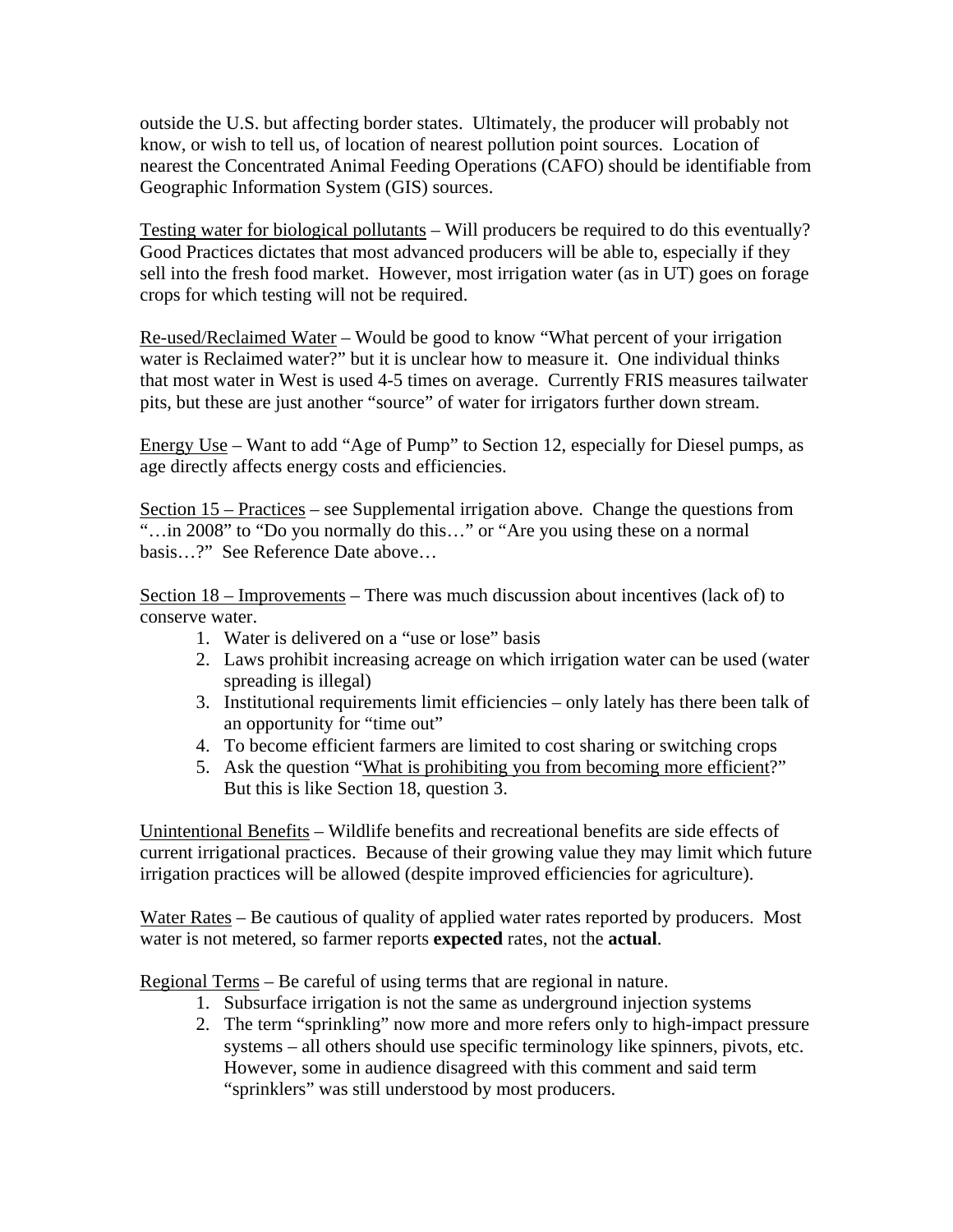outside the U.S. but affecting border states. Ultimately, the producer will probably not know, or wish to tell us, of location of nearest pollution point sources. Location of nearest the Concentrated Animal Feeding Operations (CAFO) should be identifiable from Geographic Information System (GIS) sources.

<u>Testing water for biological pollutants</u> – Will producers be required to do this eventually? Good Practices dictates that most advanced producers will be able to, especially if they sell into the fresh food market. However, most irrigation water (as in UT) goes on forage crops for which testing will not be required.

<u>Re-used/Reclaimed Water</u> – Would be good to know "What percent of your irrigation water is Reclaimed water?" but it is unclear how to measure it. One individual thinks that most water in West is used 4-5 times on average. Currently FRIS measures tailwater pits, but these are just another "source" of water for irrigators further down stream.

<u>Energy Use</u> – Want to add "Age of Pump" to Section 12, especially for Diesel pumps, as age directly affects energy costs and efficiencies.

<u>Section 15 – Practices</u> – see Supplemental irrigation above. Change the questions from "…in 2008" to "Do you normally do this…" or "Are you using these on a normal basis…?" See Reference Date above…

<u>Section 18 – Improvements</u> – There was much discussion about incentives (lack of) to conserve water.

1. Water is delivered on a "use or lose" basis
2. Laws prohibit increasing acreage on which irrigation water can be used (water spreading is illegal)
3. Institutional requirements limit efficiencies – only lately has there been talk of an opportunity for "time out"
4. To become efficient farmers are limited to cost sharing or switching crops
5. Ask the question "<u>What is prohibiting you from becoming more efficient</u>?" But this is like Section 18, question 3.

<u>Unintentional Benefits</u> – Wildlife benefits and recreational benefits are side effects of current irrigational practices. Because of their growing value they may limit which future irrigation practices will be allowed (despite improved efficiencies for agriculture).

<u>Water Rates</u> – Be cautious of quality of applied water rates reported by producers. Most water is not metered, so farmer reports **expected** rates, not the **actual**.

<u>Regional Terms</u> – Be careful of using terms that are regional in nature.

1. Subsurface irrigation is not the same as underground injection systems
2. The term "sprinkling" now more and more refers only to high-impact pressure systems – all others should use specific terminology like spinners, pivots, etc. However, some in audience disagreed with this comment and said term "sprinklers" was still understood by most producers.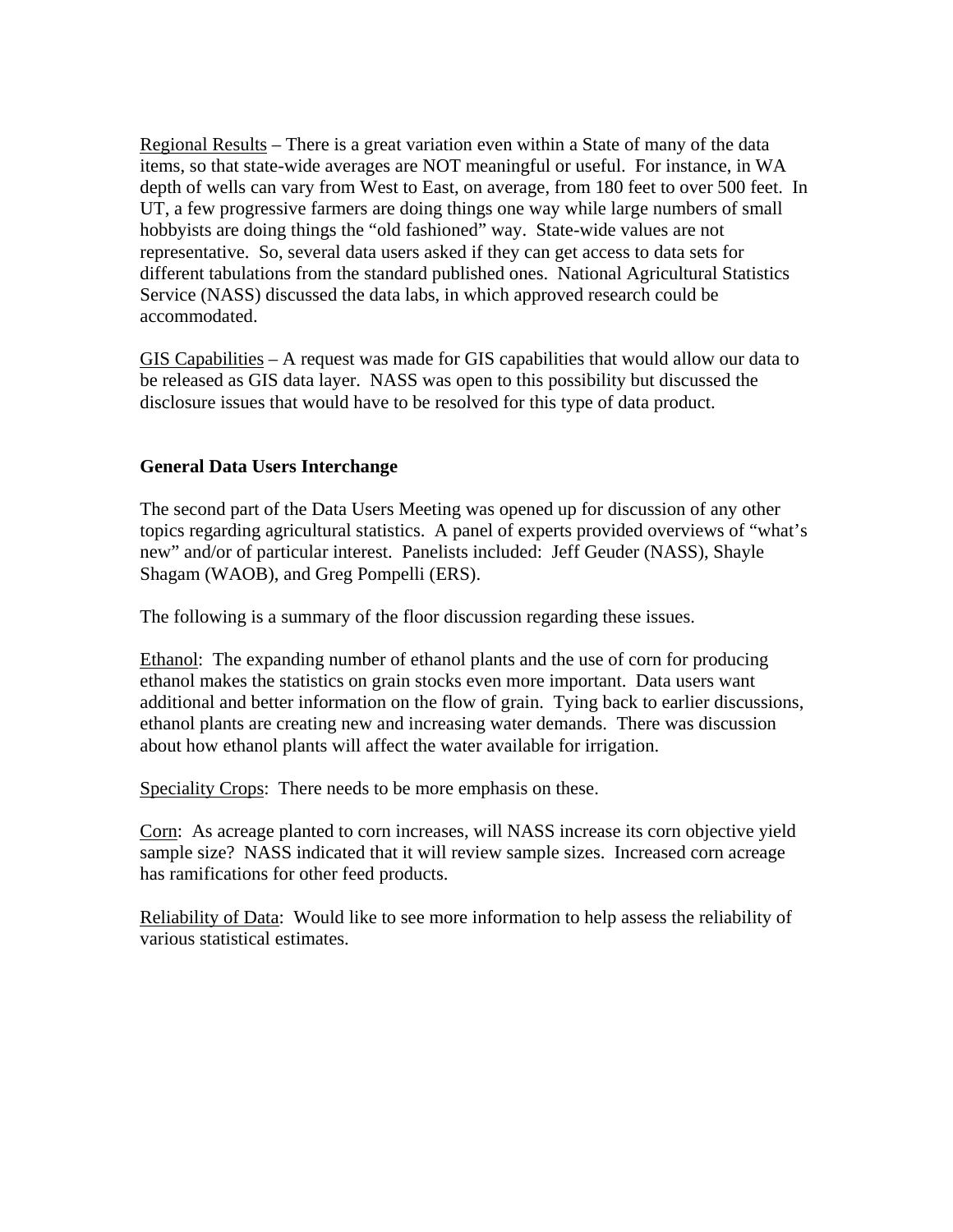Regional Results – There is a great variation even within a State of many of the data items, so that state-wide averages are NOT meaningful or useful. For instance, in WA depth of wells can vary from West to East, on average, from 180 feet to over 500 feet. In UT, a few progressive farmers are doing things one way while large numbers of small hobbyists are doing things the "old fashioned" way. State-wide values are not representative. So, several data users asked if they can get access to data sets for different tabulations from the standard published ones. National Agricultural Statistics Service (NASS) discussed the data labs, in which approved research could be accommodated.

GIS Capabilities – A request was made for GIS capabilities that would allow our data to be released as GIS data layer. NASS was open to this possibility but discussed the disclosure issues that would have to be resolved for this type of data product.

**General Data Users Interchange**

The second part of the Data Users Meeting was opened up for discussion of any other topics regarding agricultural statistics. A panel of experts provided overviews of "what's new" and/or of particular interest. Panelists included: Jeff Geuder (NASS), Shayle Shagam (WAOB), and Greg Pompelli (ERS).

The following is a summary of the floor discussion regarding these issues.

Ethanol: The expanding number of ethanol plants and the use of corn for producing ethanol makes the statistics on grain stocks even more important. Data users want additional and better information on the flow of grain. Tying back to earlier discussions, ethanol plants are creating new and increasing water demands. There was discussion about how ethanol plants will affect the water available for irrigation.

Speciality Crops: There needs to be more emphasis on these.

Corn: As acreage planted to corn increases, will NASS increase its corn objective yield sample size? NASS indicated that it will review sample sizes. Increased corn acreage has ramifications for other feed products.

Reliability of Data: Would like to see more information to help assess the reliability of various statistical estimates.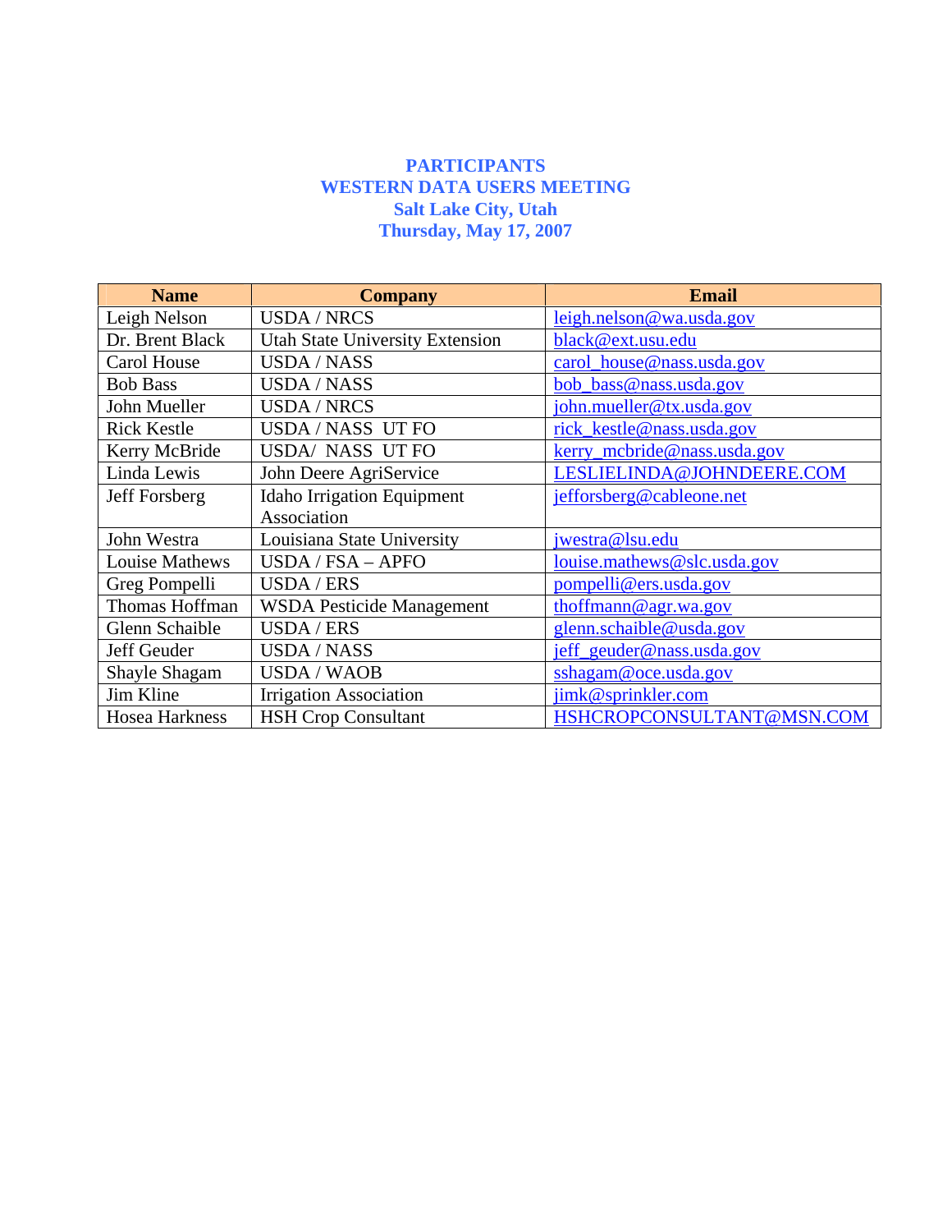# PARTICIPANTS
## WESTERN DATA USERS MEETING
## Salt Lake City, Utah
## Thursday, May 17, 2007

| Name | Company | Email |
|---|---|---|
| Leigh Nelson | USDA / NRCS | leigh.nelson@wa.usda.gov |
| Dr. Brent Black | Utah State University Extension | black@ext.usu.edu |
| Carol House | USDA / NASS | carol_house@nass.usda.gov |
| Bob Bass | USDA / NASS | bob_bass@nass.usda.gov |
| John Mueller | USDA / NRCS | john.mueller@tx.usda.gov |
| Rick Kestle | USDA / NASS UT FO | rick_kestle@nass.usda.gov |
| Kerry McBride | USDA/ NASS UT FO | kerry_mcbride@nass.usda.gov |
| Linda Lewis | John Deere AgriService | LESLIELINDA@JOHNDEERE.COM |
| Jeff Forsberg | Idaho Irrigation Equipment Association | jefforsberg@cableone.net |
| John Westra | Louisiana State University | jwestra@lsu.edu |
| Louise Mathews | USDA / FSA – APFO | louise.mathews@slc.usda.gov |
| Greg Pompelli | USDA / ERS | pompelli@ers.usda.gov |
| Thomas Hoffman | WSDA Pesticide Management | thoffmann@agr.wa.gov |
| Glenn Schaible | USDA / ERS | glenn.schaible@usda.gov |
| Jeff Geuder | USDA / NASS | jeff_geuder@nass.usda.gov |
| Shayle Shagam | USDA / WAOB | sshagam@oce.usda.gov |
| Jim Kline | Irrigation Association | jimk@sprinkler.com |
| Hosea Harkness | HSH Crop Consultant | HSHCROPCONSULTANT@MSN.COM |